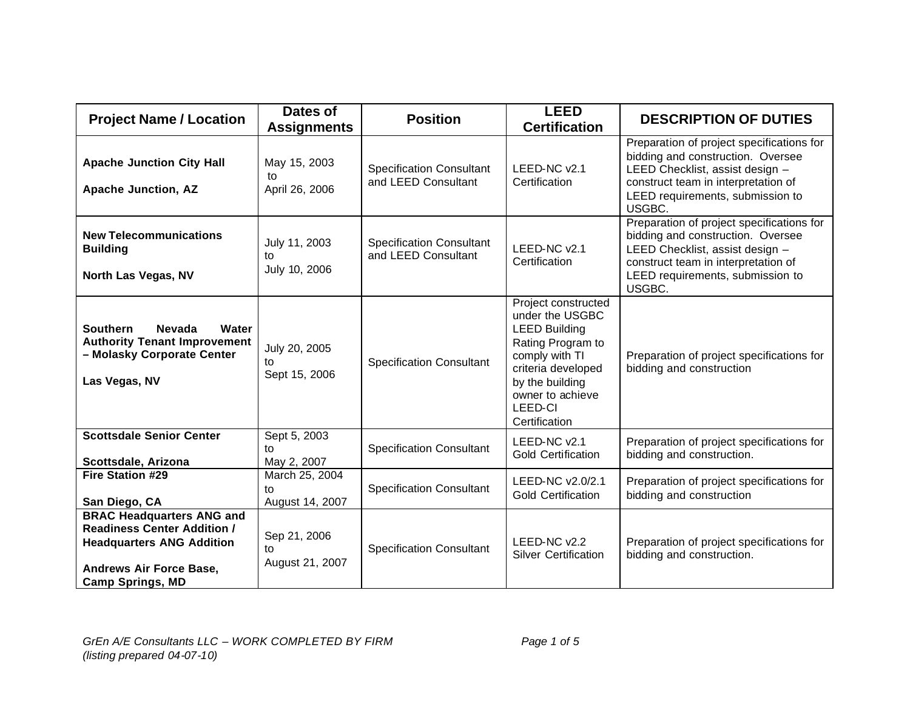| Project Name / Location | Dates of Assignments | Position | LEED Certification | DESCRIPTION OF DUTIES |
|---|---|---|---|---|
| **Apache Junction City Hall**<br><br>**Apache Junction, AZ** | May 15, 2003 to April 26, 2006 | Specification Consultant and LEED Consultant | LEED-NC v2.1 Certification | Preparation of project specifications for bidding and construction. Oversee LEED Checklist, assist design – construct team in interpretation of LEED requirements, submission to USGBC. |
| **New Telecommunications Building**<br><br>**North Las Vegas, NV** | July 11, 2003 to July 10, 2006 | Specification Consultant and LEED Consultant | LEED-NC v2.1 Certification | Preparation of project specifications for bidding and construction. Oversee LEED Checklist, assist design – construct team in interpretation of LEED requirements, submission to USGBC. |
| **Southern Nevada Water Authority Tenant Improvement – Molasky Corporate Center**<br><br>**Las Vegas, NV** | July 20, 2005 to Sept 15, 2006 | Specification Consultant | Project constructed under the USGBC LEED Building Rating Program to comply with TI criteria developed by the building owner to achieve LEED-CI Certification | Preparation of project specifications for bidding and construction |
| **Scottsdale Senior Center**<br><br>**Scottsdale, Arizona** | Sept 5, 2003 to May 2, 2007 | Specification Consultant | LEED-NC v2.1 Gold Certification | Preparation of project specifications for bidding and construction. |
| **Fire Station #29**<br><br>**San Diego, CA** | March 25, 2004 to August 14, 2007 | Specification Consultant | LEED-NC v2.0/2.1 Gold Certification | Preparation of project specifications for bidding and construction |
| **BRAC Headquarters ANG and Readiness Center Addition / Headquarters ANG Addition**<br><br>**Andrews Air Force Base, Camp Springs, MD** | Sep 21, 2006 to August 21, 2007 | Specification Consultant | LEED-NC v2.2 Silver Certification | Preparation of project specifications for bidding and construction. |

*GrEn A/E Consultants LLC – WORK COMPLETED BY FIRM*
*(listing prepared 04-07-10)*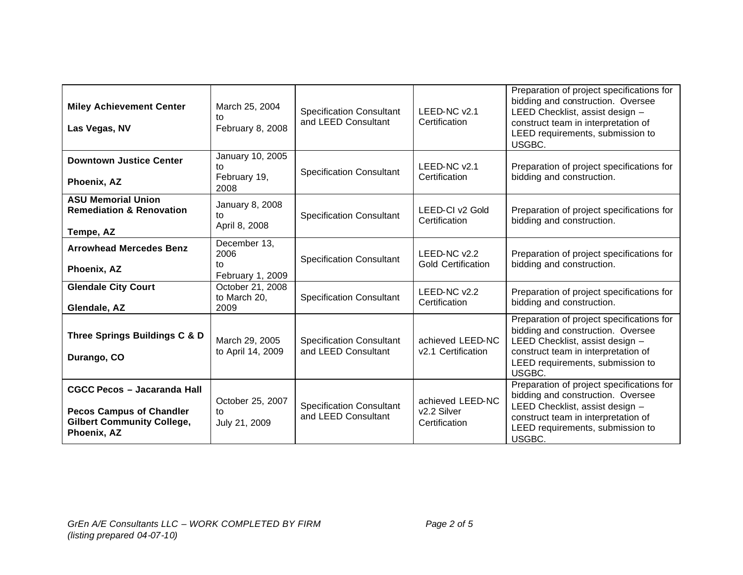| | | | | |
|---|---|---|---|---|
| **Miley Achievement Center**<br><br>**Las Vegas, NV** | March 25, 2004 to February 8, 2008 | Specification Consultant and LEED Consultant | LEED-NC v2.1 Certification | Preparation of project specifications for bidding and construction. Oversee LEED Checklist, assist design – construct team in interpretation of LEED requirements, submission to USGBC. |
| **Downtown Justice Center**<br><br>**Phoenix, AZ** | January 10, 2005 to February 19, 2008 | Specification Consultant | LEED-NC v2.1 Certification | Preparation of project specifications for bidding and construction. |
| **ASU Memorial Union Remediation & Renovation**<br><br>**Tempe, AZ** | January 8, 2008 to April 8, 2008 | Specification Consultant | LEED-CI v2 Gold Certification | Preparation of project specifications for bidding and construction. |
| **Arrowhead Mercedes Benz**<br><br>**Phoenix, AZ** | December 13, 2006 to February 1, 2009 | Specification Consultant | LEED-NC v2.2 Gold Certification | Preparation of project specifications for bidding and construction. |
| **Glendale City Court**<br><br>**Glendale, AZ** | October 21, 2008 to March 20, 2009 | Specification Consultant | LEED-NC v2.2 Certification | Preparation of project specifications for bidding and construction. |
| **Three Springs Buildings C & D**<br><br>**Durango, CO** | March 29, 2005 to April 14, 2009 | Specification Consultant and LEED Consultant | achieved LEED-NC v2.1 Certification | Preparation of project specifications for bidding and construction. Oversee LEED Checklist, assist design – construct team in interpretation of LEED requirements, submission to USGBC. |
| **CGCC Pecos – Jacaranda Hall**<br><br>**Pecos Campus of Chandler Gilbert Community College, Phoenix, AZ** | October 25, 2007 to July 21, 2009 | Specification Consultant and LEED Consultant | achieved LEED-NC v2.2 Silver Certification | Preparation of project specifications for bidding and construction. Oversee LEED Checklist, assist design – construct team in interpretation of LEED requirements, submission to USGBC. |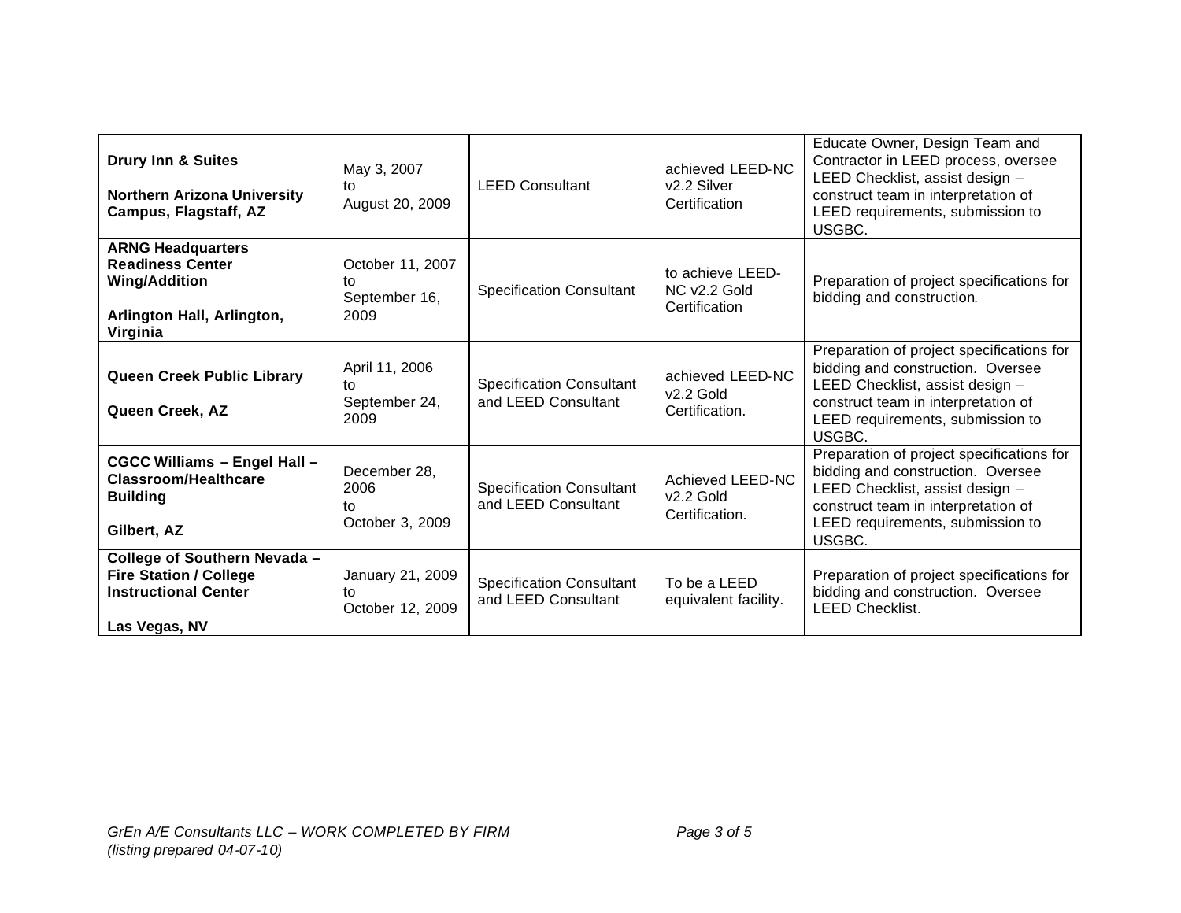| **Drury Inn & Suites**<br><br>**Northern Arizona University Campus, Flagstaff, AZ** | May 3, 2007 to August 20, 2009 | LEED Consultant | achieved LEED-NC v2.2 Silver Certification | Educate Owner, Design Team and Contractor in LEED process, oversee LEED Checklist, assist design – construct team in interpretation of LEED requirements, submission to USGBC. |
|---|---|---|---|---|
| **ARNG Headquarters Readiness Center Wing/Addition**<br><br>**Arlington Hall, Arlington, Virginia** | October 11, 2007 to September 16, 2009 | Specification Consultant | to achieve LEED-NC v2.2 Gold Certification | Preparation of project specifications for bidding and construction. |
| **Queen Creek Public Library**<br><br>**Queen Creek, AZ** | April 11, 2006 to September 24, 2009 | Specification Consultant and LEED Consultant | achieved LEED-NC v2.2 Gold Certification. | Preparation of project specifications for bidding and construction. Oversee LEED Checklist, assist design – construct team in interpretation of LEED requirements, submission to USGBC. |
| **CGCC Williams – Engel Hall – Classroom/Healthcare Building**<br><br>**Gilbert, AZ** | December 28, 2006 to October 3, 2009 | Specification Consultant and LEED Consultant | Achieved LEED-NC v2.2 Gold Certification. | Preparation of project specifications for bidding and construction. Oversee LEED Checklist, assist design – construct team in interpretation of LEED requirements, submission to USGBC. |
| **College of Southern Nevada – Fire Station / College Instructional Center**<br><br>**Las Vegas, NV** | January 21, 2009 to October 12, 2009 | Specification Consultant and LEED Consultant | To be a LEED equivalent facility. | Preparation of project specifications for bidding and construction. Oversee LEED Checklist. |

*GrEn A/E Consultants LLC – WORK COMPLETED BY FIRM*
*(listing prepared 04-07-10)*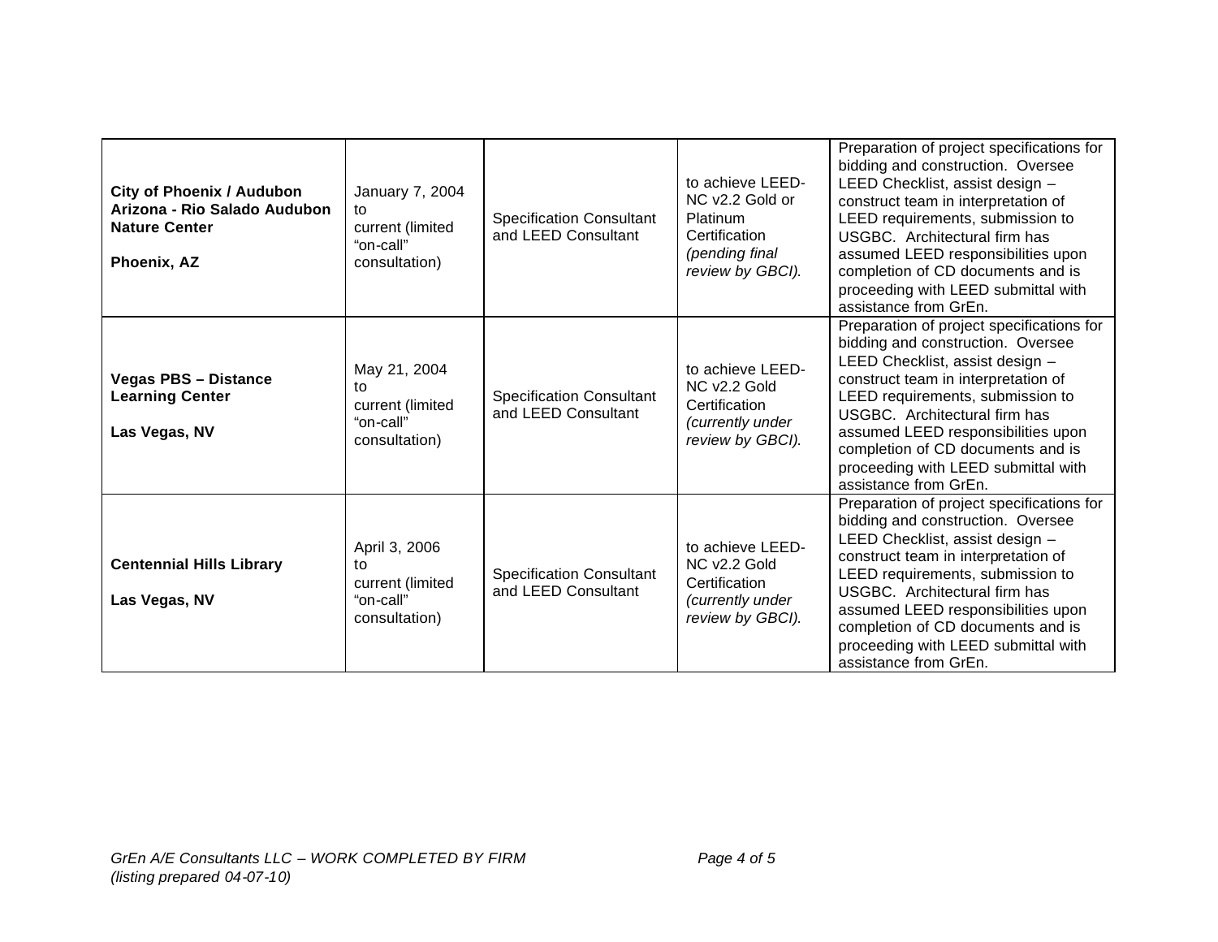| | | | | |
|---|---|---|---|---|
| **City of Phoenix / Audubon Arizona - Rio Salado Audubon Nature Center**<br><br>**Phoenix, AZ** | January 7, 2004 to current (limited "on-call" consultation) | Specification Consultant and LEED Consultant | to achieve LEED-NC v2.2 Gold or Platinum Certification *(pending final review by GBCI).* | Preparation of project specifications for bidding and construction. Oversee LEED Checklist, assist design – construct team in interpretation of LEED requirements, submission to USGBC. Architectural firm has assumed LEED responsibilities upon completion of CD documents and is proceeding with LEED submittal with assistance from GrEn. |
| **Vegas PBS – Distance Learning Center**<br><br>**Las Vegas, NV** | May 21, 2004 to current (limited "on-call" consultation) | Specification Consultant and LEED Consultant | to achieve LEED-NC v2.2 Gold Certification *(currently under review by GBCI).* | Preparation of project specifications for bidding and construction. Oversee LEED Checklist, assist design – construct team in interpretation of LEED requirements, submission to USGBC. Architectural firm has assumed LEED responsibilities upon completion of CD documents and is proceeding with LEED submittal with assistance from GrEn. |
| **Centennial Hills Library**<br><br>**Las Vegas, NV** | April 3, 2006 to current (limited "on-call" consultation) | Specification Consultant and LEED Consultant | to achieve LEED-NC v2.2 Gold Certification *(currently under review by GBCI).* | Preparation of project specifications for bidding and construction. Oversee LEED Checklist, assist design – construct team in interpretation of LEED requirements, submission to USGBC. Architectural firm has assumed LEED responsibilities upon completion of CD documents and is proceeding with LEED submittal with assistance from GrEn. |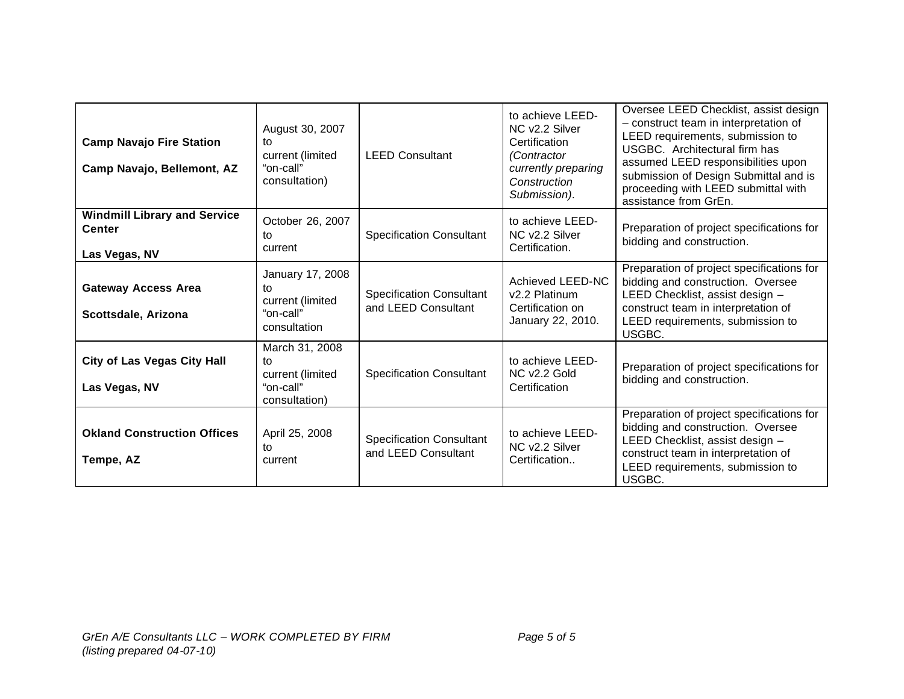| | | | | |
|---|---|---|---|---|
| **Camp Navajo Fire Station**<br><br>**Camp Navajo, Bellemont, AZ** | August 30, 2007 to current (limited "on-call" consultation) | LEED Consultant | to achieve LEED-NC v2.2 Silver Certification *(Contractor currently preparing Construction Submission)*. | Oversee LEED Checklist, assist design – construct team in interpretation of LEED requirements, submission to USGBC. Architectural firm has assumed LEED responsibilities upon submission of Design Submittal and is proceeding with LEED submittal with assistance from GrEn. |
| **Windmill Library and Service Center**<br><br>**Las Vegas, NV** | October 26, 2007 to current | Specification Consultant | to achieve LEED-NC v2.2 Silver Certification. | Preparation of project specifications for bidding and construction. |
| **Gateway Access Area**<br><br>**Scottsdale, Arizona** | January 17, 2008 to current (limited "on-call" consultation | Specification Consultant and LEED Consultant | Achieved LEED-NC v2.2 Platinum Certification on January 22, 2010. | Preparation of project specifications for bidding and construction. Oversee LEED Checklist, assist design – construct team in interpretation of LEED requirements, submission to USGBC. |
| **City of Las Vegas City Hall**<br><br>**Las Vegas, NV** | March 31, 2008 to current (limited "on-call" consultation) | Specification Consultant | to achieve LEED-NC v2.2 Gold Certification | Preparation of project specifications for bidding and construction. |
| **Okland Construction Offices**<br><br>**Tempe, AZ** | April 25, 2008 to current | Specification Consultant and LEED Consultant | to achieve LEED-NC v2.2 Silver Certification.. | Preparation of project specifications for bidding and construction. Oversee LEED Checklist, assist design – construct team in interpretation of LEED requirements, submission to USGBC. |

*GrEn A/E Consultants LLC – WORK COMPLETED BY FIRM*
*(listing prepared 04-07-10)*